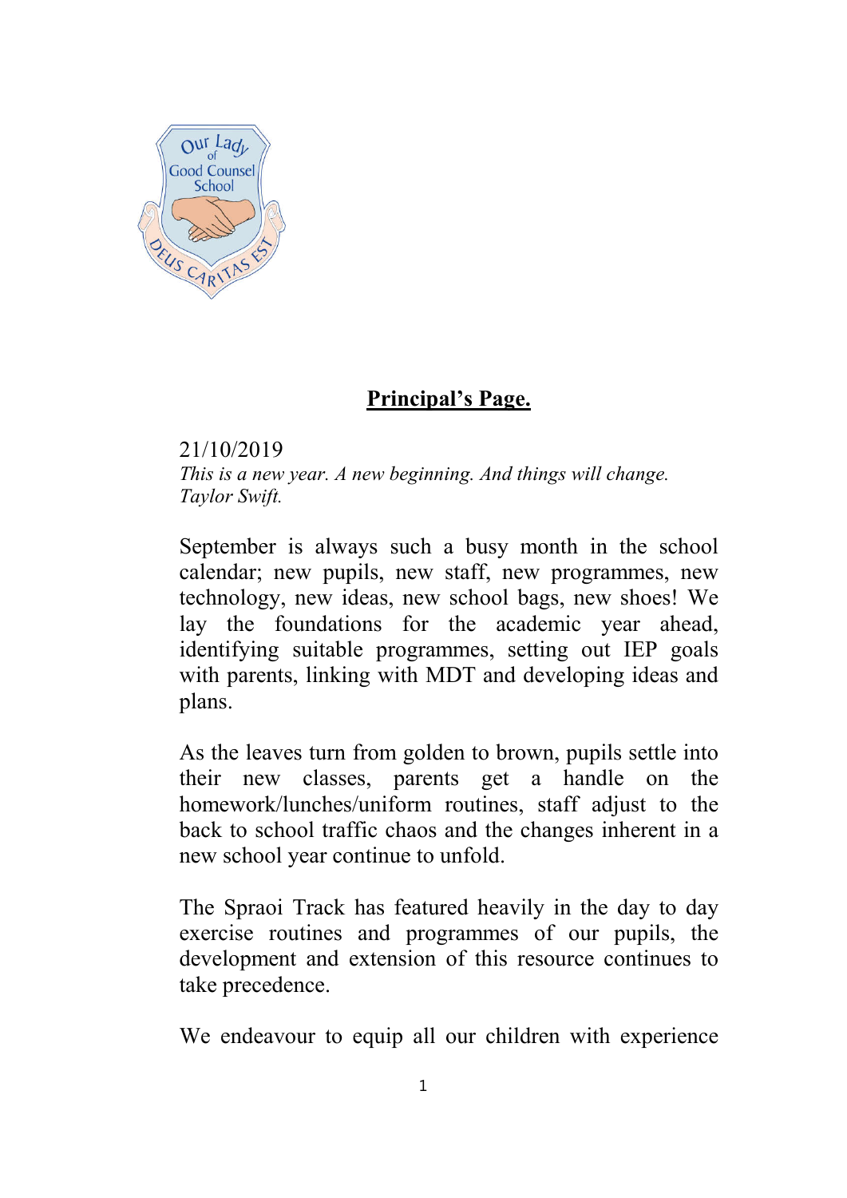# **Principal's Page.**

21/10/2019

*This is a new year. A new beginning. And things will change. Taylor Swift.*

September is always such a busy month in the school calendar; new pupils, new staff, new programmes, new technology, new ideas, new school bags, new shoes! We lay the foundations for the academic year ahead, identifying suitable programmes, setting out IEP goals with parents, linking with MDT and developing ideas and plans.

As the leaves turn from golden to brown, pupils settle into their new classes, parents get a handle on the homework/lunches/uniform routines, staff adjust to the back to school traffic chaos and the changes inherent in a new school year continue to unfold.

The Spraoi Track has featured heavily in the day to day exercise routines and programmes of our pupils, the development and extension of this resource continues to take precedence.

We endeavour to equip all our children with experience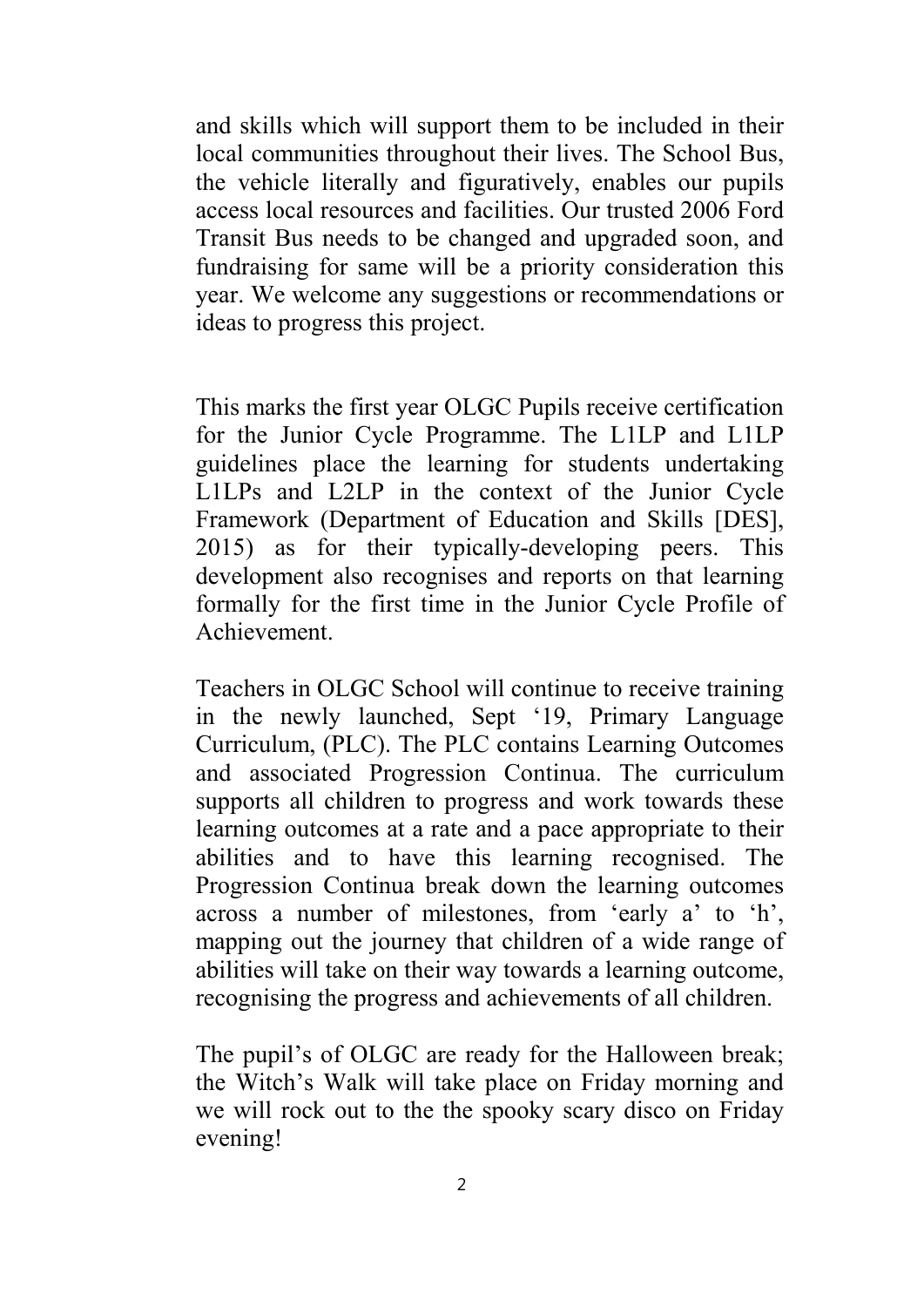and skills which will support them to be included in their local communities throughout their lives. The School Bus, the vehicle literally and figuratively, enables our pupils access local resources and facilities. Our trusted 2006 Ford Transit Bus needs to be changed and upgraded soon, and fundraising for same will be a priority consideration this year. We welcome any suggestions or recommendations or ideas to progress this project.

This marks the first year OLGC Pupils receive certification for the Junior Cycle Programme. The L1LP and L1LP guidelines place the learning for students undertaking L1LPs and L2LP in the context of the Junior Cycle Framework (Department of Education and Skills [DES], 2015) as for their typically-developing peers. This development also recognises and reports on that learning formally for the first time in the Junior Cycle Profile of Achievement.

Teachers in OLGC School will continue to receive training in the newly launched, Sept '19, Primary Language Curriculum, (PLC). The PLC contains Learning Outcomes and associated Progression Continua. The curriculum supports all children to progress and work towards these learning outcomes at a rate and a pace appropriate to their abilities and to have this learning recognised. The Progression Continua break down the learning outcomes across a number of milestones, from 'early a' to 'h', mapping out the journey that children of a wide range of abilities will take on their way towards a learning outcome, recognising the progress and achievements of all children.

The pupil's of OLGC are ready for the Halloween break; the Witch's Walk will take place on Friday morning and we will rock out to the the spooky scary disco on Friday evening!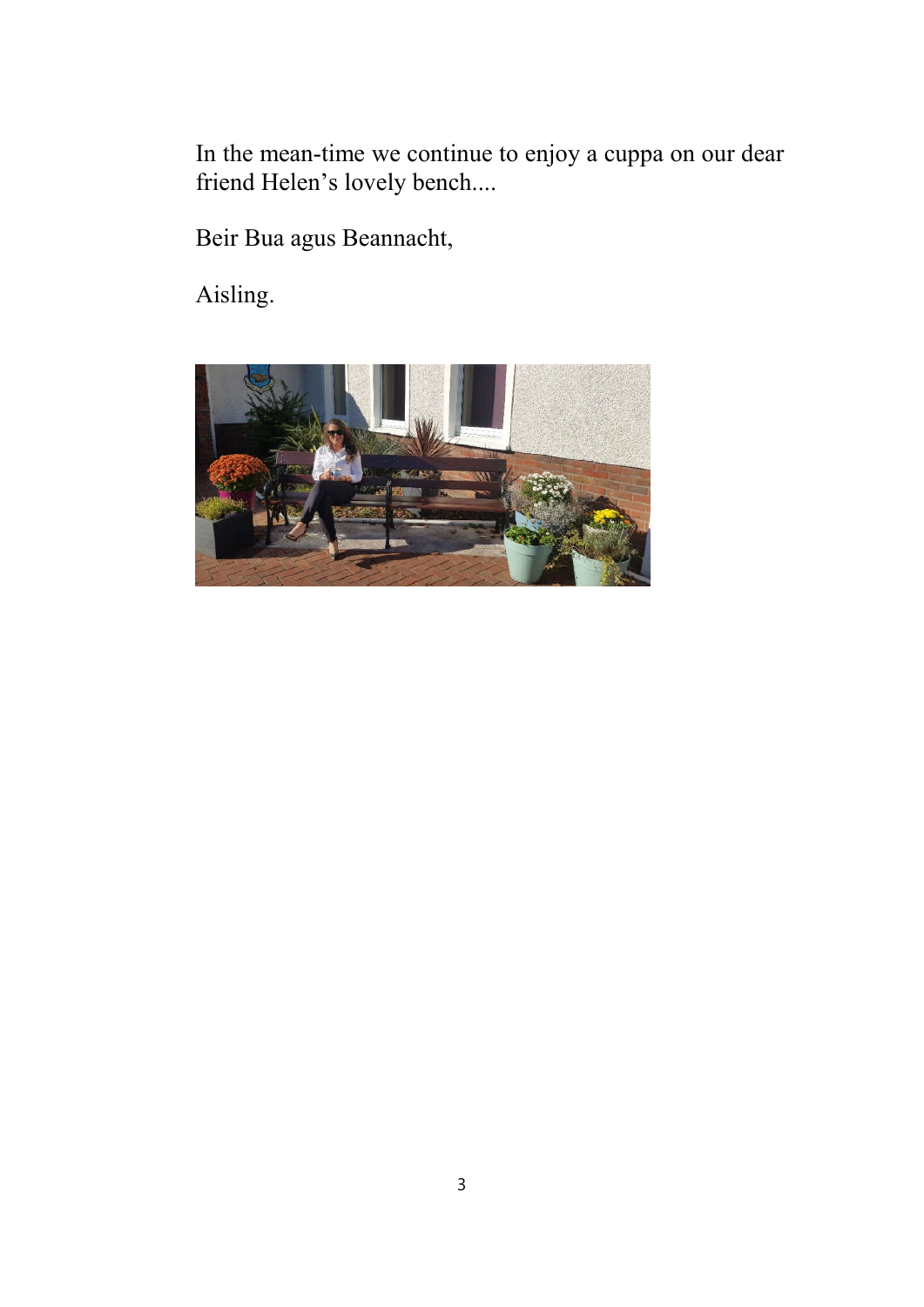In the mean-time we continue to enjoy a cuppa on our dear friend Helen's lovely bench....

Beir Bua agus Beannacht,

Aisling.